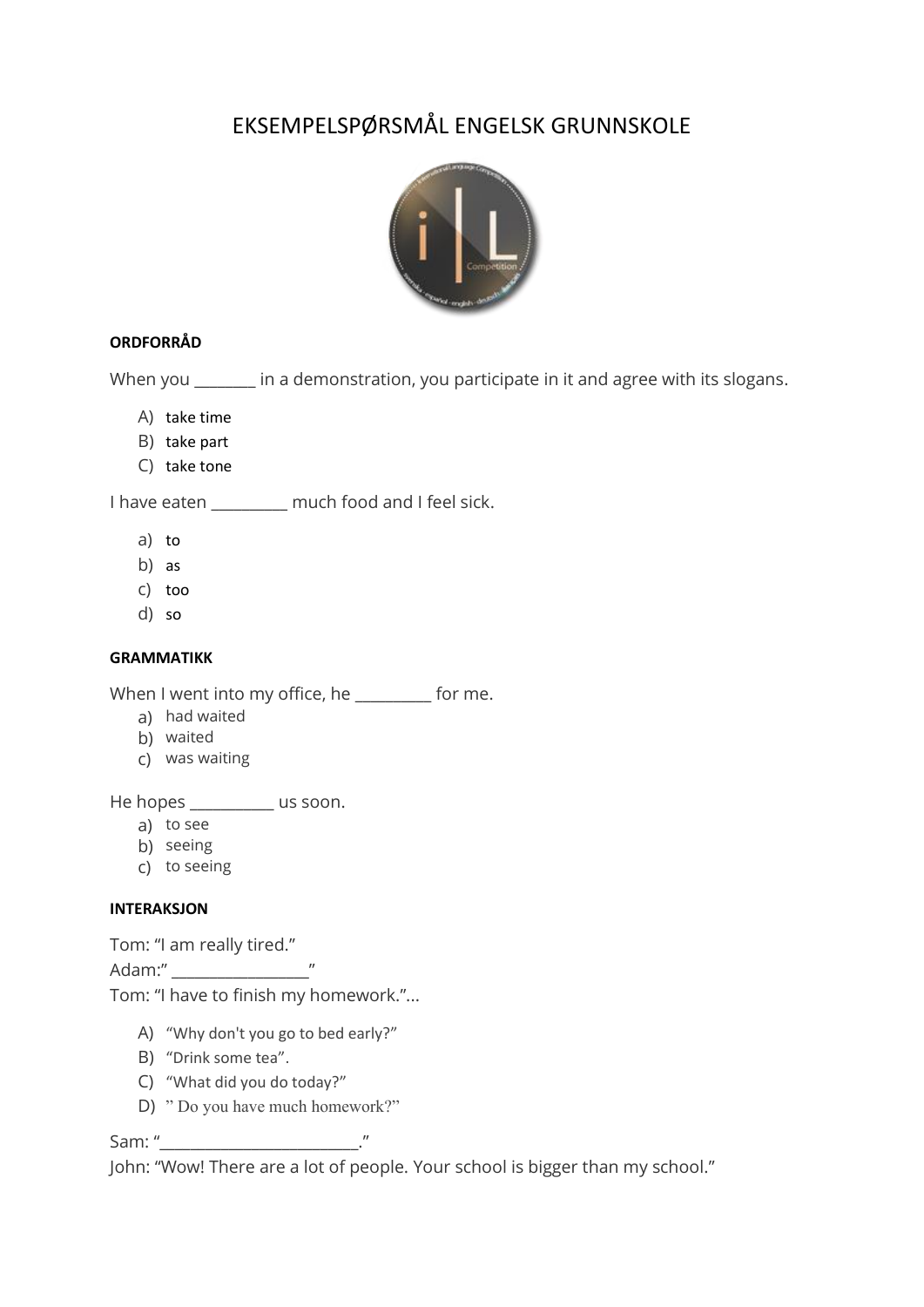# EKSEMPELSPØRSMÅL ENGELSK GRUNNSKOLE

**ORDFORRÅD**

When you _______ in a demonstration, you participate in it and agree with its slogans.

A) take time
B) take part
C) take tone

I have eaten _________ much food and I feel sick.

a) to
b) as
c) too
d) so

**GRAMMATIKK**

When I went into my office, he _________ for me.

a) had waited
b) waited
c) was waiting

He hopes __________ us soon.

a) to see
b) seeing
c) to seeing

**INTERAKSJON**

Tom: "I am really tired."
Adam:" ________________"
Tom: "I have to finish my homework."...

A) "Why don't you go to bed early?"
B) "Drink some tea".
C) "What did you do today?"
D) " Do you have much homework?"

Sam: "________________________."
John: "Wow! There are a lot of people. Your school is bigger than my school."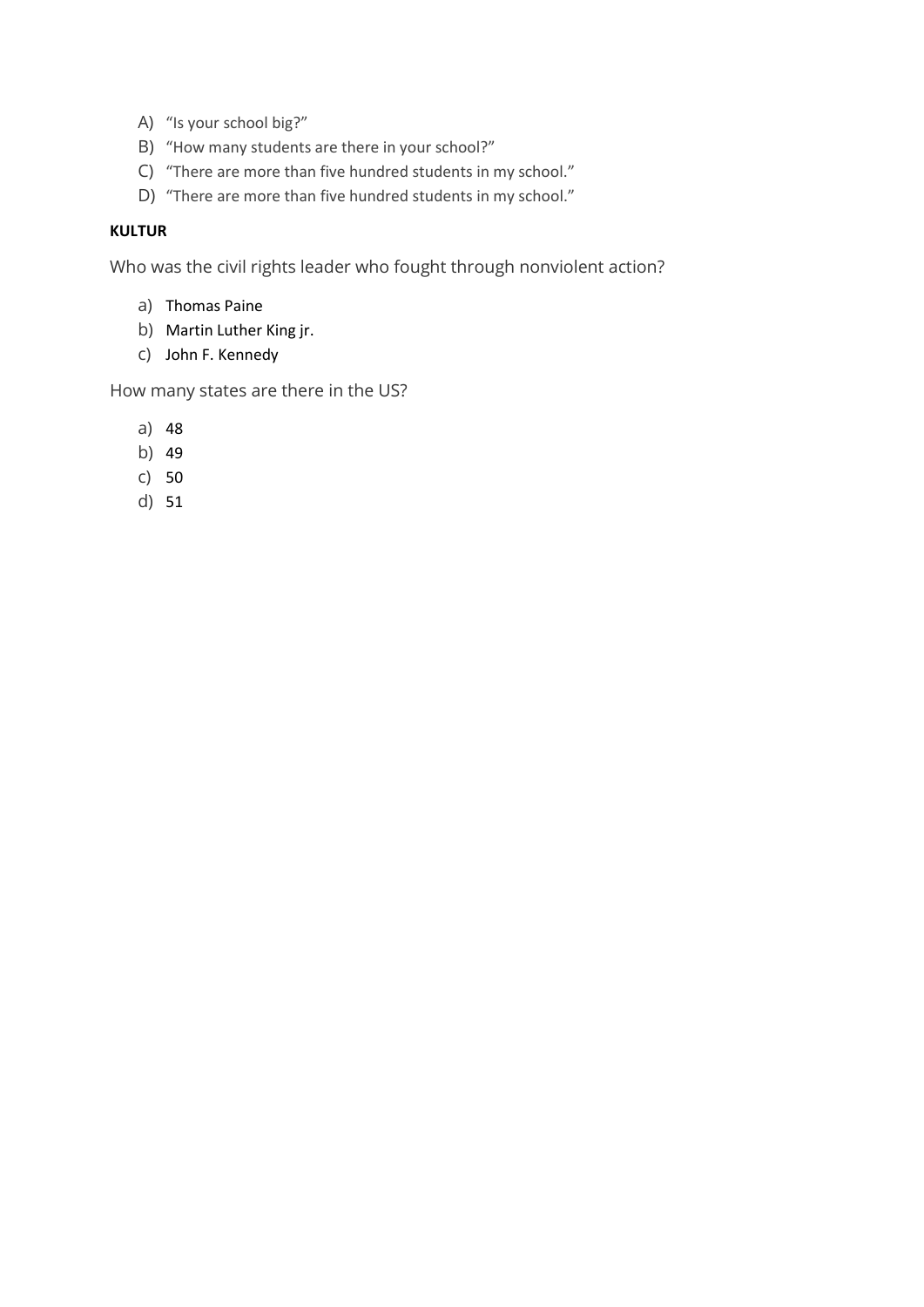A) "Is your school big?"
B) "How many students are there in your school?"
C) "There are more than five hundred students in my school."
D) "There are more than five hundred students in my school."

**KULTUR**

Who was the civil rights leader who fought through nonviolent action?

a) Thomas Paine
b) Martin Luther King jr.
c) John F. Kennedy

How many states are there in the US?

a) 48
b) 49
c) 50
d) 51